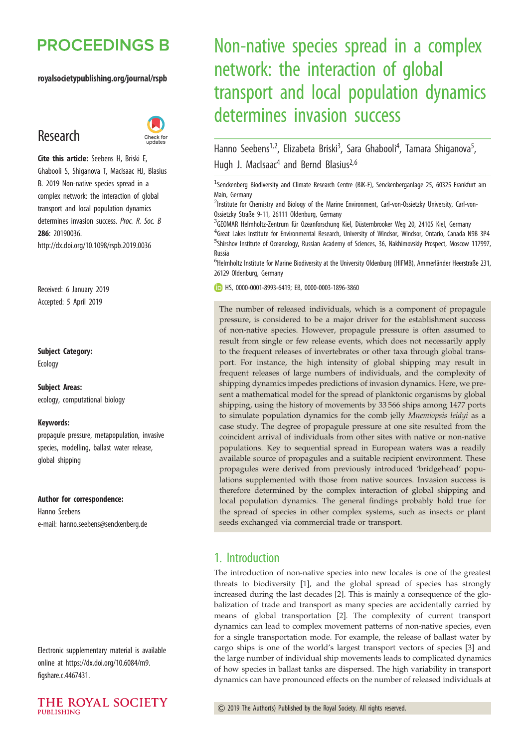# Non-native species spread in a complex network: the interaction of global transport and local population dynamics determines invasion success

Hanno Seebens[1,2], Elizabeta Briski[3], Sara Ghabooli[4], Tamara Shiganova[5], Hugh J. MacIsaac[4] and Bernd Blasius[2,6]

[1]Senckenberg Biodiversity and Climate Research Centre (BiK-F), Senckenberganlage 25, 60325 Frankfurt am Main, Germany

[2]Institute for Chemistry and Biology of the Marine Environment, Carl-von-Ossietzky University, Carl-von-Ossietzky Straße 9-11, 26111 Oldenburg, Germany

[3]GEOMAR Helmholtz-Zentrum für Ozeanforschung Kiel, Düsternbrooker Weg 20, 24105 Kiel, Germany

[4]Great Lakes Institute for Environmental Research, University of Windsor, Windsor, Ontario, Canada N9B 3P4

[5]Shirshov Institute of Oceanology, Russian Academy of Sciences, 36, Nakhimovskiy Prospect, Moscow 117997, Russia

[6]Helmholtz Institute for Marine Biodiversity at the University Oldenburg (HIFMB), Ammerländer Heerstraße 231, 26129 Oldenburg, Germany

HS, 0000-0001-8993-6419; EB, 0000-0003-1896-3860

**Research**

**Cite this article:** Seebens H, Briski E, Ghabooli S, Shiganova T, MacIsaac HJ, Blasius B. 2019 Non-native species spread in a complex network: the interaction of global transport and local population dynamics determines invasion success. *Proc. R. Soc. B* **286**: 20190036. http://dx.doi.org/10.1098/rspb.2019.0036

Received: 6 January 2019
Accepted: 5 April 2019

**Subject Category:**
Ecology

**Subject Areas:**
ecology, computational biology

**Keywords:**
propagule pressure, metapopulation, invasive species, modelling, ballast water release, global shipping

**Author for correspondence:**
Hanno Seebens
e-mail: hanno.seebens@senckenberg.de

Electronic supplementary material is available online at https://dx.doi.org/10.6084/m9.figshare.c.4467431.

The number of released individuals, which is a component of propagule pressure, is considered to be a major driver for the establishment success of non-native species. However, propagule pressure is often assumed to result from single or few release events, which does not necessarily apply to the frequent releases of invertebrates or other taxa through global transport. For instance, the high intensity of global shipping may result in frequent releases of large numbers of individuals, and the complexity of shipping dynamics impedes predictions of invasion dynamics. Here, we present a mathematical model for the spread of planktonic organisms by global shipping, using the history of movements by 33 566 ships among 1477 ports to simulate population dynamics for the comb jelly *Mnemiopsis leidyi* as a case study. The degree of propagule pressure at one site resulted from the coincident arrival of individuals from other sites with native or non-native populations. Key to sequential spread in European waters was a readily available source of propagules and a suitable recipient environment. These propagules were derived from previously introduced 'bridgehead' populations supplemented with those from native sources. Invasion success is therefore determined by the complex interaction of global shipping and local population dynamics. The general findings probably hold true for the spread of species in other complex systems, such as insects or plant seeds exchanged via commercial trade or transport.

## 1. Introduction

The introduction of non-native species into new locales is one of the greatest threats to biodiversity [1], and the global spread of species has strongly increased during the last decades [2]. This is mainly a consequence of the globalization of trade and transport as many species are accidentally carried by means of global transportation [2]. The complexity of current transport dynamics can lead to complex movement patterns of non-native species, even for a single transportation mode. For example, the release of ballast water by cargo ships is one of the world's largest transport vectors of species [3] and the large number of individual ship movements leads to complicated dynamics of how species in ballast tanks are dispersed. The high variability in transport dynamics can have pronounced effects on the number of released individuals at

© 2019 The Author(s) Published by the Royal Society. All rights reserved.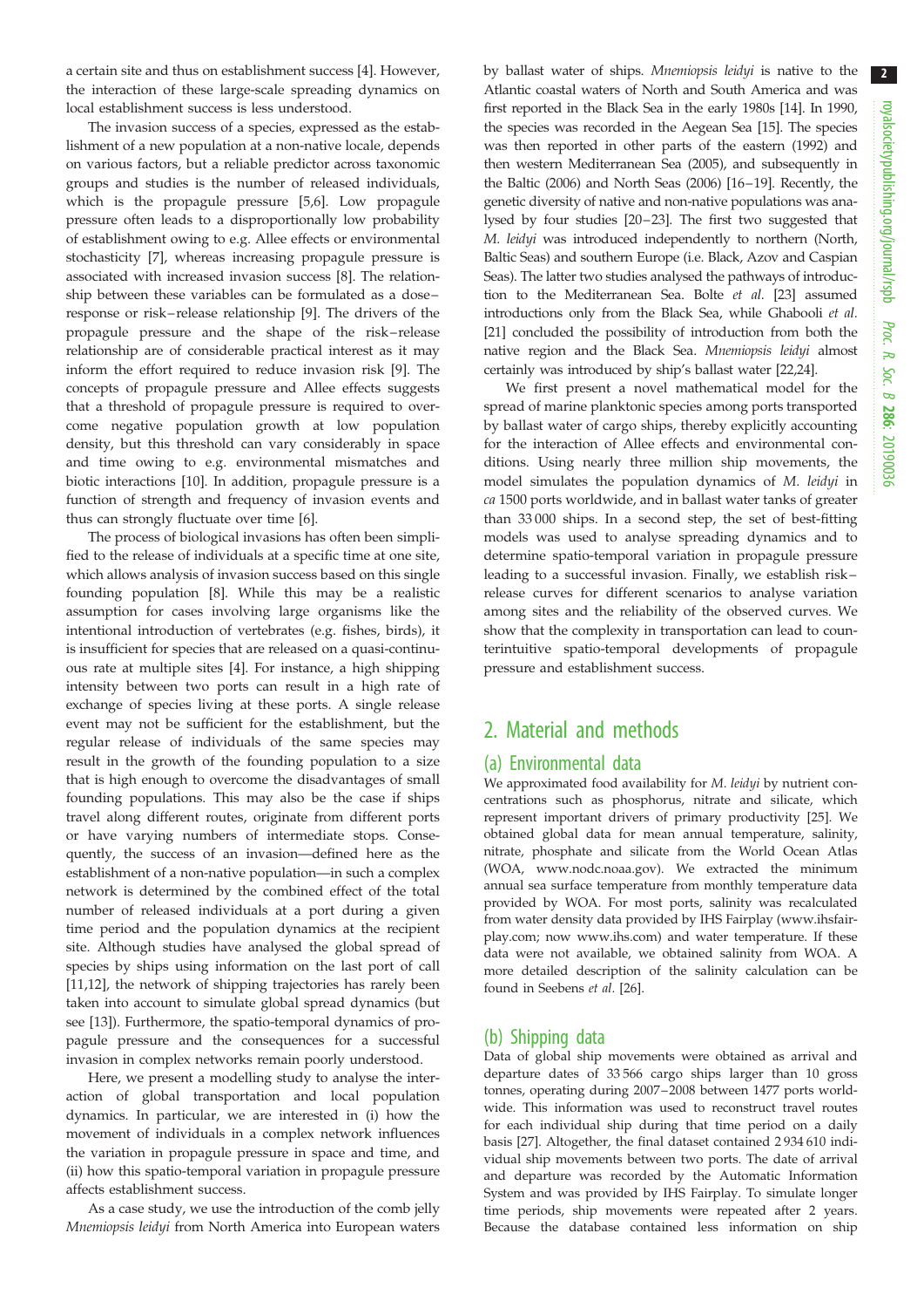a certain site and thus on establishment success [4]. However, the interaction of these large-scale spreading dynamics on local establishment success is less understood.

The invasion success of a species, expressed as the establishment of a new population at a non-native locale, depends on various factors, but a reliable predictor across taxonomic groups and studies is the number of released individuals, which is the propagule pressure [5,6]. Low propagule pressure often leads to a disproportionally low probability of establishment owing to e.g. Allee effects or environmental stochasticity [7], whereas increasing propagule pressure is associated with increased invasion success [8]. The relationship between these variables can be formulated as a dose–response or risk–release relationship [9]. The drivers of the propagule pressure and the shape of the risk–release relationship are of considerable practical interest as it may inform the effort required to reduce invasion risk [9]. The concepts of propagule pressure and Allee effects suggests that a threshold of propagule pressure is required to overcome negative population growth at low population density, but this threshold can vary considerably in space and time owing to e.g. environmental mismatches and biotic interactions [10]. In addition, propagule pressure is a function of strength and frequency of invasion events and thus can strongly fluctuate over time [6].

The process of biological invasions has often been simplified to the release of individuals at a specific time at one site, which allows analysis of invasion success based on this single founding population [8]. While this may be a realistic assumption for cases involving large organisms like the intentional introduction of vertebrates (e.g. fishes, birds), it is insufficient for species that are released on a quasi-continuous rate at multiple sites [4]. For instance, a high shipping intensity between two ports can result in a high rate of exchange of species living at these ports. A single release event may not be sufficient for the establishment, but the regular release of individuals of the same species may result in the growth of the founding population to a size that is high enough to overcome the disadvantages of small founding populations. This may also be the case if ships travel along different routes, originate from different ports or have varying numbers of intermediate stops. Consequently, the success of an invasion—defined here as the establishment of a non-native population—in such a complex network is determined by the combined effect of the total number of released individuals at a port during a given time period and the population dynamics at the recipient site. Although studies have analysed the global spread of species by ships using information on the last port of call [11,12], the network of shipping trajectories has rarely been taken into account to simulate global spread dynamics (but see [13]). Furthermore, the spatio-temporal dynamics of propagule pressure and the consequences for a successful invasion in complex networks remain poorly understood.

Here, we present a modelling study to analyse the interaction of global transportation and local population dynamics. In particular, we are interested in (i) how the movement of individuals in a complex network influences the variation in propagule pressure in space and time, and (ii) how this spatio-temporal variation in propagule pressure affects establishment success.

As a case study, we use the introduction of the comb jelly *Mnemiopsis leidyi* from North America into European waters by ballast water of ships. *Mnemiopsis leidyi* is native to the Atlantic coastal waters of North and South America and was first reported in the Black Sea in the early 1980s [14]. In 1990, the species was recorded in the Aegean Sea [15]. The species was then reported in other parts of the eastern (1992) and then western Mediterranean Sea (2005), and subsequently in the Baltic (2006) and North Seas (2006) [16–19]. Recently, the genetic diversity of native and non-native populations was analysed by four studies [20–23]. The first two suggested that *M. leidyi* was introduced independently to northern (North, Baltic Seas) and southern Europe (i.e. Black, Azov and Caspian Seas). The latter two studies analysed the pathways of introduction to the Mediterranean Sea. Bolte *et al.* [23] assumed introductions only from the Black Sea, while Ghabooli *et al.* [21] concluded the possibility of introduction from both the native region and the Black Sea. *Mnemiopsis leidyi* almost certainly was introduced by ship's ballast water [22,24].

We first present a novel mathematical model for the spread of marine planktonic species among ports transported by ballast water of cargo ships, thereby explicitly accounting for the interaction of Allee effects and environmental conditions. Using nearly three million ship movements, the model simulates the population dynamics of *M. leidyi* in *ca* 1500 ports worldwide, and in ballast water tanks of greater than 33 000 ships. In a second step, the set of best-fitting models was used to analyse spreading dynamics and to determine spatio-temporal variation in propagule pressure leading to a successful invasion. Finally, we establish risk–release curves for different scenarios to analyse variation among sites and the reliability of the observed curves. We show that the complexity in transportation can lead to counterintuitive spatio-temporal developments of propagule pressure and establishment success.

## 2. Material and methods

### (a) Environmental data

We approximated food availability for *M. leidyi* by nutrient concentrations such as phosphorus, nitrate and silicate, which represent important drivers of primary productivity [25]. We obtained global data for mean annual temperature, salinity, nitrate, phosphate and silicate from the World Ocean Atlas (WOA, www.nodc.noaa.gov). We extracted the minimum annual sea surface temperature from monthly temperature data provided by WOA. For most ports, salinity was recalculated from water density data provided by IHS Fairplay (www.ihsfairplay.com; now www.ihs.com) and water temperature. If these data were not available, we obtained salinity from WOA. A more detailed description of the salinity calculation can be found in Seebens *et al.* [26].

### (b) Shipping data

Data of global ship movements were obtained as arrival and departure dates of 33 566 cargo ships larger than 10 gross tonnes, operating during 2007–2008 between 1477 ports worldwide. This information was used to reconstruct travel routes for each individual ship during that time period on a daily basis [27]. Altogether, the final dataset contained 2 934 610 individual ship movements between two ports. The date of arrival and departure was recorded by the Automatic Information System and was provided by IHS Fairplay. To simulate longer time periods, ship movements were repeated after 2 years. Because the database contained less information on ship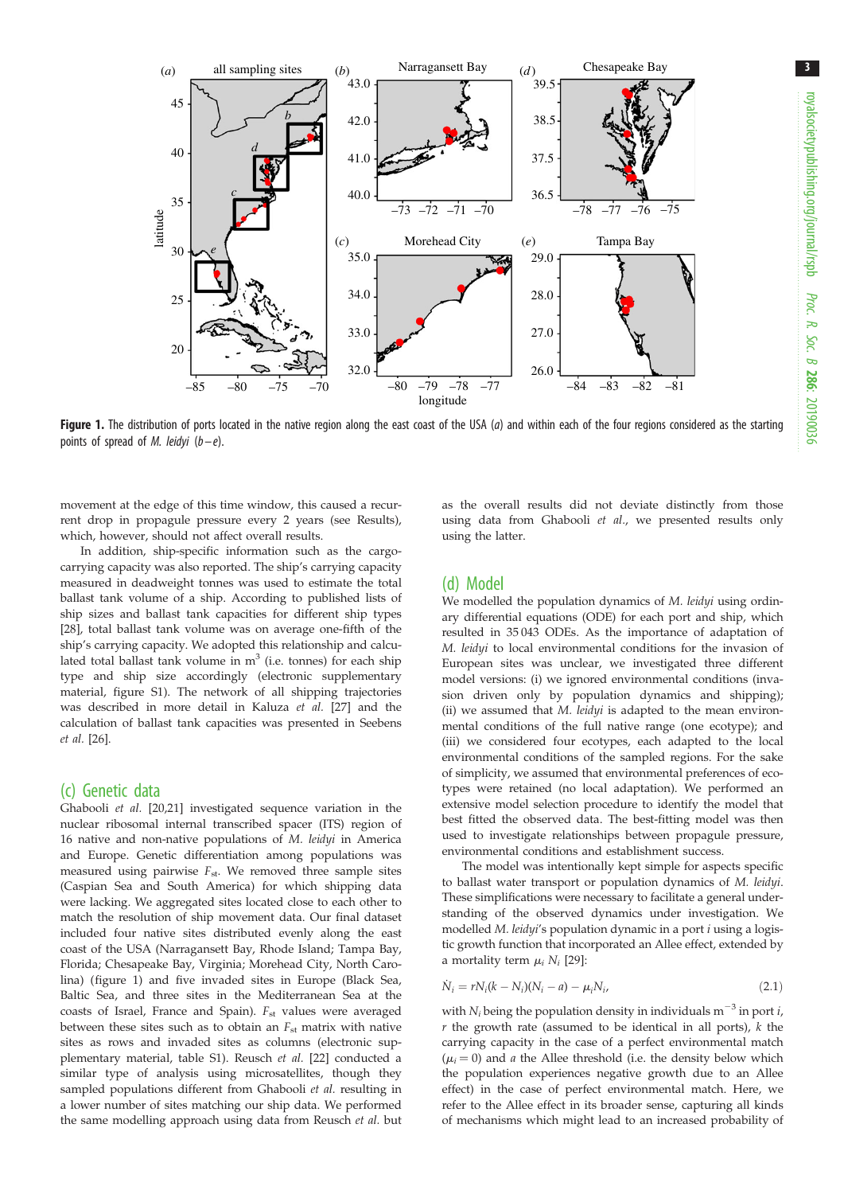**Figure 1.** The distribution of ports located in the native region along the east coast of the USA (*a*) and within each of the four regions considered as the starting points of spread of *M. leidyi* (*b–e*).

movement at the edge of this time window, this caused a recurrent drop in propagule pressure every 2 years (see Results), which, however, should not affect overall results.

In addition, ship-specific information such as the cargo-carrying capacity was also reported. The ship's carrying capacity measured in deadweight tonnes was used to estimate the total ballast tank volume of a ship. According to published lists of ship sizes and ballast tank capacities for different ship types [28], total ballast tank volume was on average one-fifth of the ship's carrying capacity. We adopted this relationship and calculated total ballast tank volume in $m^3$ (i.e. tonnes) for each ship type and ship size accordingly (electronic supplementary material, figure S1). The network of all shipping trajectories was described in more detail in Kaluza *et al.* [27] and the calculation of ballast tank capacities was presented in Seebens *et al.* [26].

## (c) Genetic data

Ghabooli *et al.* [20,21] investigated sequence variation in the nuclear ribosomal internal transcribed spacer (ITS) region of 16 native and non-native populations of *M. leidyi* in America and Europe. Genetic differentiation among populations was measured using pairwise $F_{st}$. We removed three sample sites (Caspian Sea and South America) for which shipping data were lacking. We aggregated sites located close to each other to match the resolution of ship movement data. Our final dataset included four native sites distributed evenly along the east coast of the USA (Narragansett Bay, Rhode Island; Tampa Bay, Florida; Chesapeake Bay, Virginia; Morehead City, North Carolina) (figure 1) and five invaded sites in Europe (Black Sea, Baltic Sea, and three sites in the Mediterranean Sea at the coasts of Israel, France and Spain). $F_{st}$ values were averaged between these sites such as to obtain an $F_{st}$ matrix with native sites as rows and invaded sites as columns (electronic supplementary material, table S1). Reusch *et al.* [22] conducted a similar type of analysis using microsatellites, though they sampled populations different from Ghabooli *et al.* resulting in a lower number of sites matching our ship data. We performed the same modelling approach using data from Reusch *et al.* but as the overall results did not deviate distinctly from those using data from Ghabooli *et al.*, we presented results only using the latter.

## (d) Model

We modelled the population dynamics of *M. leidyi* using ordinary differential equations (ODE) for each port and ship, which resulted in 35 043 ODEs. As the importance of adaptation of *M. leidyi* to local environmental conditions for the invasion of European sites was unclear, we investigated three different model versions: (i) we ignored environmental conditions (invasion driven only by population dynamics and shipping); (ii) we assumed that *M. leidyi* is adapted to the mean environmental conditions of the full native range (one ecotype); and (iii) we considered four ecotypes, each adapted to the local environmental conditions of the sampled regions. For the sake of simplicity, we assumed that environmental preferences of ecotypes were retained (no local adaptation). We performed an extensive model selection procedure to identify the model that best fitted the observed data. The best-fitting model was then used to investigate relationships between propagule pressure, environmental conditions and establishment success.

The model was intentionally kept simple for aspects specific to ballast water transport or population dynamics of *M. leidyi*. These simplifications were necessary to facilitate a general understanding of the observed dynamics under investigation. We modelled *M. leidyi*'s population dynamic in a port *i* using a logistic growth function that incorporated an Allee effect, extended by a mortality term $\mu_i N_i$ [29]:

$$\dot{N}_i = rN_i(k - N_i)(N_i - a) - \mu_i N_i, \tag{2.1}$$

with $N_i$ being the population density in individuals $m^{-3}$ in port *i*, *r* the growth rate (assumed to be identical in all ports), *k* the carrying capacity in the case of a perfect environmental match ($\mu_i = 0$) and *a* the Allee threshold (i.e. the density below which the population experiences negative growth due to an Allee effect) in the case of perfect environmental match. Here, we refer to the Allee effect in its broader sense, capturing all kinds of mechanisms which might lead to an increased probability of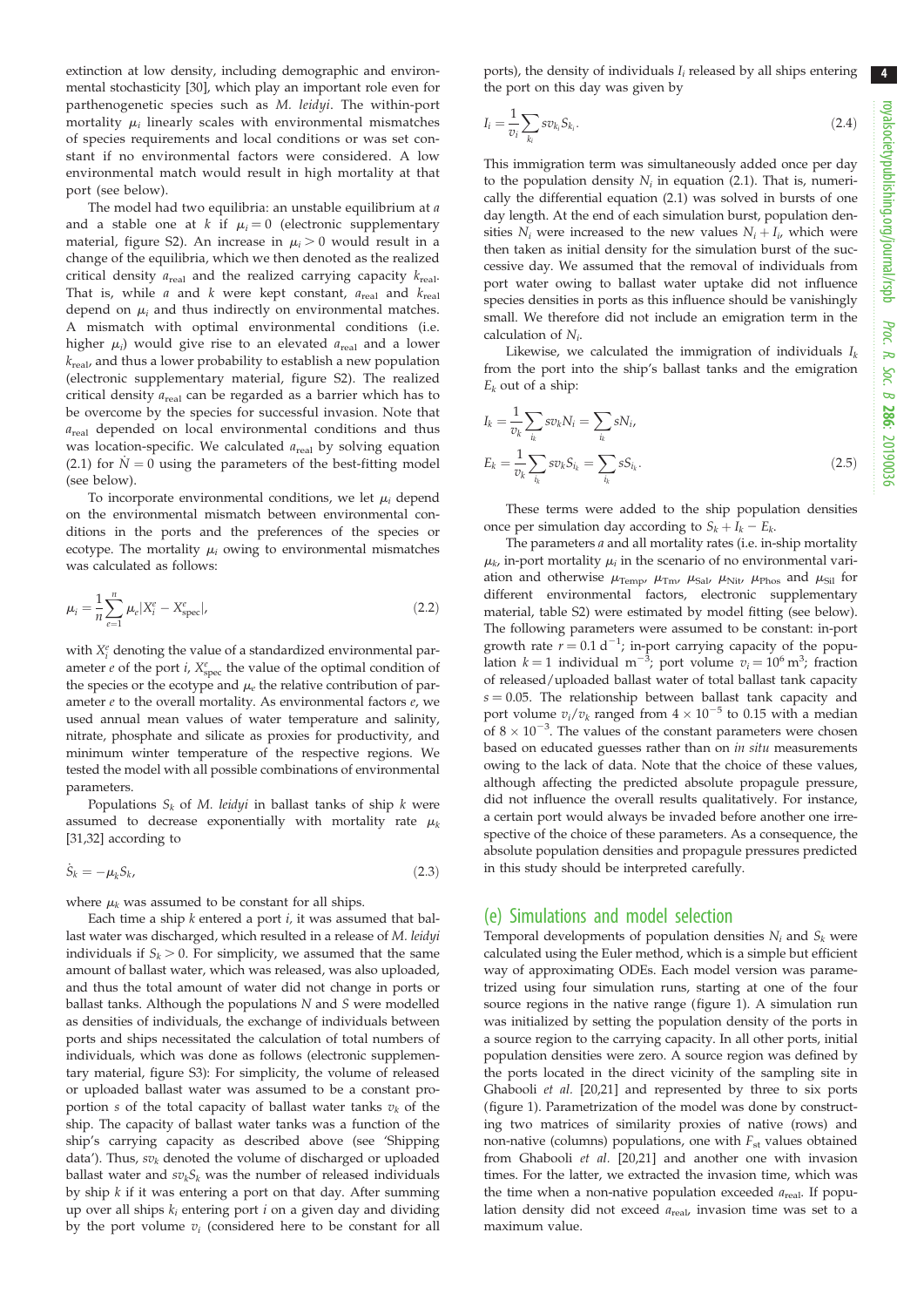extinction at low density, including demographic and environmental stochasticity [30], which play an important role even for parthenogenetic species such as *M. leidyi*. The within-port mortality $\mu_i$ linearly scales with environmental mismatches of species requirements and local conditions or was set constant if no environmental factors were considered. A low environmental match would result in high mortality at that port (see below).

The model had two equilibria: an unstable equilibrium at $a$ and a stable one at $k$ if $\mu_i = 0$ (electronic supplementary material, figure S2). An increase in $\mu_i > 0$ would result in a change of the equilibria, which we then denoted as the realized critical density $a_{\text{real}}$ and the realized carrying capacity $k_{\text{real}}$. That is, while $a$ and $k$ were kept constant, $a_{\text{real}}$ and $k_{\text{real}}$ depend on $\mu_i$ and thus indirectly on environmental matches. A mismatch with optimal environmental conditions (i.e. higher $\mu_i$) would give rise to an elevated $a_{\text{real}}$ and a lower $k_{\text{real}}$, and thus a lower probability to establish a new population (electronic supplementary material, figure S2). The realized critical density $a_{\text{real}}$ can be regarded as a barrier which has to be overcome by the species for successful invasion. Note that $a_{\text{real}}$ depended on local environmental conditions and thus was location-specific. We calculated $a_{\text{real}}$ by solving equation (2.1) for $\dot{N} = 0$ using the parameters of the best-fitting model (see below).

To incorporate environmental conditions, we let $\mu_i$ depend on the environmental mismatch between environmental conditions in the ports and the preferences of the species or ecotype. The mortality $\mu_i$ owing to environmental mismatches was calculated as follows:

$$\mu_i = \frac{1}{n}\sum_{e=1}^{n} \mu_e |X_i^e - X_{\text{spec}}^e|, \tag{2.2}$$

with $X_i^e$ denoting the value of a standardized environmental parameter $e$ of the port $i$, $X_{\text{spec}}^e$ the value of the optimal condition of the species or the ecotype and $\mu_e$ the relative contribution of parameter $e$ to the overall mortality. As environmental factors $e$, we used annual mean values of water temperature and salinity, nitrate, phosphate and silicate as proxies for productivity, and minimum winter temperature of the respective regions. We tested the model with all possible combinations of environmental parameters.

Populations $S_k$ of *M. leidyi* in ballast tanks of ship $k$ were assumed to decrease exponentially with mortality rate $\mu_k$ [31,32] according to

$$\dot{S}_k = -\mu_k S_k, \tag{2.3}$$

where $\mu_k$ was assumed to be constant for all ships.

Each time a ship $k$ entered a port $i$, it was assumed that ballast water was discharged, which resulted in a release of *M. leidyi* individuals if $S_k > 0$. For simplicity, we assumed that the same amount of ballast water, which was released, was also uploaded, and thus the total amount of water did not change in ports or ballast tanks. Although the populations $N$ and $S$ were modelled as densities of individuals, the exchange of individuals between ports and ships necessitated the calculation of total numbers of individuals, which was done as follows (electronic supplementary material, figure S3): For simplicity, the volume of released or uploaded ballast water was assumed to be a constant proportion $s$ of the total capacity of ballast water tanks $v_k$ of the ship. The capacity of ballast water tanks was a function of the ship's carrying capacity as described above (see 'Shipping data'). Thus, $sv_k$ denoted the volume of discharged or uploaded ballast water and $sv_kS_k$ was the number of released individuals by ship $k$ if it was entering a port on that day. After summing up over all ships $k_i$ entering port $i$ on a given day and dividing by the port volume $v_i$ (considered here to be constant for all ports), the density of individuals $I_i$ released by all ships entering the port on this day was given by

$$I_i = \frac{1}{v_i}\sum_{k_i} sv_{k_i}S_{k_i}. \tag{2.4}$$

This immigration term was simultaneously added once per day to the population density $N_i$ in equation (2.1). That is, numerically the differential equation (2.1) was solved in bursts of one day length. At the end of each simulation burst, population densities $N_i$ were increased to the new values $N_i + I_i$, which were then taken as initial density for the simulation burst of the successive day. We assumed that the removal of individuals from port water owing to ballast water uptake did not influence species densities in ports as this influence should be vanishingly small. We therefore did not include an emigration term in the calculation of $N_i$.

Likewise, we calculated the immigration of individuals $I_k$ from the port into the ship's ballast tanks and the emigration $E_k$ out of a ship:

$$I_k = \frac{1}{v_k}\sum_{i_k} sv_k N_i = \sum_{i_k} sN_i,$$
$$E_k = \frac{1}{v_k}\sum_{i_k} sv_k S_{i_k} = \sum_{i_k} sS_{i_k}. \tag{2.5}$$

These terms were added to the ship population densities once per simulation day according to $S_k + I_k - E_k$.

The parameters $a$ and all mortality rates (i.e. in-ship mortality $\mu_k$, in-port mortality $\mu_i$ in the scenario of no environmental variation and otherwise $\mu_{\text{Temp}}$, $\mu_{\text{Tm}}$, $\mu_{\text{Sal}}$, $\mu_{\text{Nit}}$, $\mu_{\text{Phos}}$ and $\mu_{\text{Sil}}$ for different environmental factors, electronic supplementary material, table S2) were estimated by model fitting (see below). The following parameters were assumed to be constant: in-port growth rate $r = 0.1\ \text{d}^{-1}$; in-port carrying capacity of the population $k = 1$ individual $\text{m}^{-3}$; port volume $v_i = 10^6\ \text{m}^3$; fraction of released/uploaded ballast water of total ballast tank capacity $s = 0.05$. The relationship between ballast tank capacity and port volume $v_i/v_k$ ranged from $4 \times 10^{-5}$ to 0.15 with a median of $8 \times 10^{-3}$. The values of the constant parameters were chosen based on educated guesses rather than on *in situ* measurements owing to the lack of data. Note that the choice of these values, although affecting the predicted absolute propagule pressure, did not influence the overall results qualitatively. For instance, a certain port would always be invaded before another one irrespective of the choice of these parameters. As a consequence, the absolute population densities and propagule pressures predicted in this study should be interpreted carefully.

## (e) Simulations and model selection

Temporal developments of population densities $N_i$ and $S_k$ were calculated using the Euler method, which is a simple but efficient way of approximating ODEs. Each model version was parametrized using four simulation runs, starting at one of the four source regions in the native range (figure 1). A simulation run was initialized by setting the population density of the ports in a source region to the carrying capacity. In all other ports, initial population densities were zero. A source region was defined by the ports located in the direct vicinity of the sampling site in Ghabooli *et al.* [20,21] and represented by three to six ports (figure 1). Parametrization of the model was done by constructing two matrices of similarity proxies of native (rows) and non-native (columns) populations, one with $F_{\text{st}}$ values obtained from Ghabooli *et al.* [20,21] and another one with invasion times. For the latter, we extracted the invasion time, which was the time when a non-native population exceeded $a_{\text{real}}$. If population density did not exceed $a_{\text{real}}$, invasion time was set to a maximum value.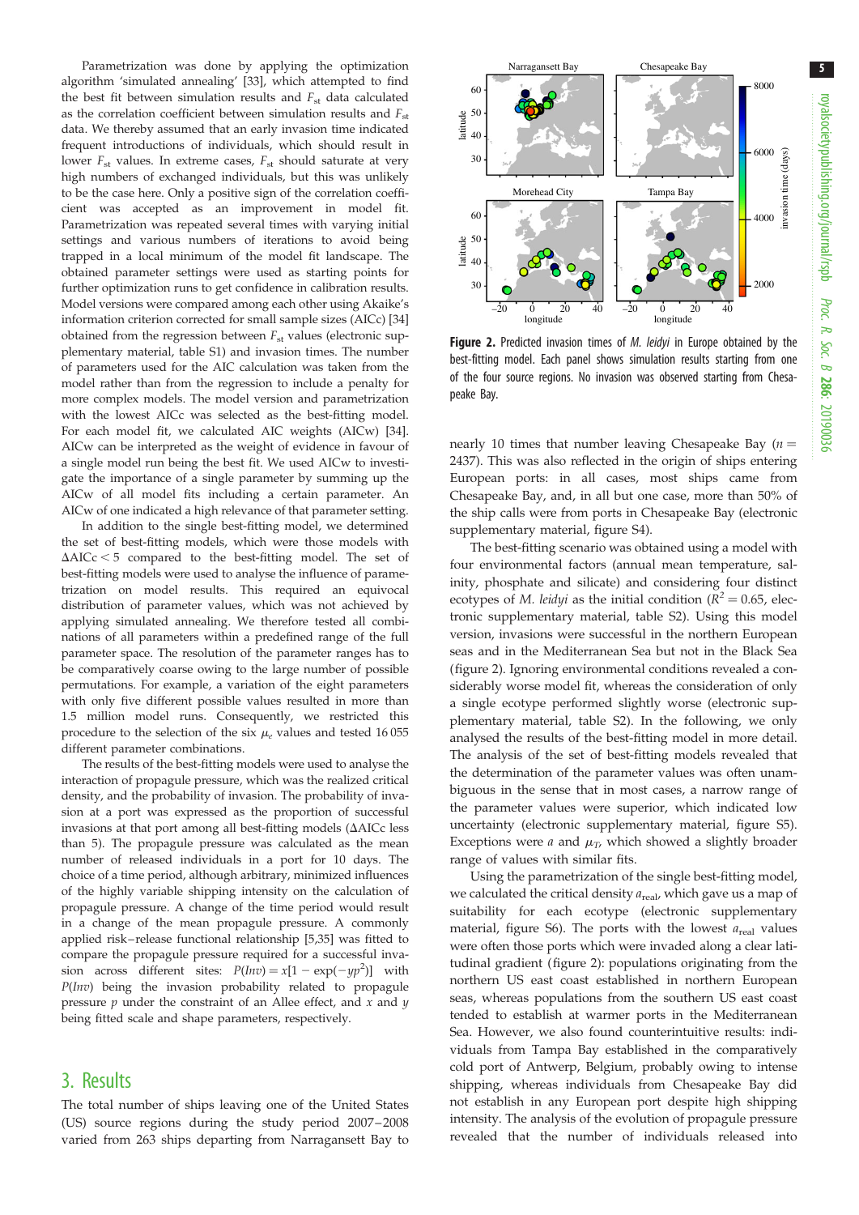Parametrization was done by applying the optimization algorithm 'simulated annealing' [33], which attempted to find the best fit between simulation results and $F_{st}$ data calculated as the correlation coefficient between simulation results and $F_{st}$ data. We thereby assumed that an early invasion time indicated frequent introductions of individuals, which should result in lower $F_{st}$ values. In extreme cases, $F_{st}$ should saturate at very high numbers of exchanged individuals, but this was unlikely to be the case here. Only a positive sign of the correlation coefficient was accepted as an improvement in model fit. Parametrization was repeated several times with varying initial settings and various numbers of iterations to avoid being trapped in a local minimum of the model fit landscape. The obtained parameter settings were used as starting points for further optimization runs to get confidence in calibration results. Model versions were compared among each other using Akaike's information criterion corrected for small sample sizes (AICc) [34] obtained from the regression between $F_{st}$ values (electronic supplementary material, table S1) and invasion times. The number of parameters used for the AIC calculation was taken from the model rather than from the regression to include a penalty for more complex models. The model version and parametrization with the lowest AICc was selected as the best-fitting model. For each model fit, we calculated AIC weights (AICw) [34]. AICw can be interpreted as the weight of evidence in favour of a single model run being the best fit. We used AICw to investigate the importance of a single parameter by summing up the AICw of all model fits including a certain parameter. An AICw of one indicated a high relevance of that parameter setting.

In addition to the single best-fitting model, we determined the set of best-fitting models, which were those models with $\Delta$AICc $< 5$ compared to the best-fitting model. The set of best-fitting models were used to analyse the influence of parametrization on model results. This required an equivocal distribution of parameter values, which was not achieved by applying simulated annealing. We therefore tested all combinations of all parameters within a predefined range of the full parameter space. The resolution of the parameter ranges has to be comparatively coarse owing to the large number of possible permutations. For example, a variation of the eight parameters with only five different possible values resulted in more than 1.5 million model runs. Consequently, we restricted this procedure to the selection of the six $\mu_e$ values and tested 16 055 different parameter combinations.

The results of the best-fitting models were used to analyse the interaction of propagule pressure, which was the realized critical density, and the probability of invasion. The probability of invasion at a port was expressed as the proportion of successful invasions at that port among all best-fitting models ($\Delta$AICc less than 5). The propagule pressure was calculated as the mean number of released individuals in a port for 10 days. The choice of a time period, although arbitrary, minimized influences of the highly variable shipping intensity on the calculation of propagule pressure. A change of the time period would result in a change of the mean propagule pressure. A commonly applied risk–release functional relationship [5,35] was fitted to compare the propagule pressure required for a successful invasion across different sites: $P(Inv) = x[1 - \exp(-yp^2)]$ with $P(Inv)$ being the invasion probability related to propagule pressure $p$ under the constraint of an Allee effect, and $x$ and $y$ being fitted scale and shape parameters, respectively.

## 3. Results

The total number of ships leaving one of the United States (US) source regions during the study period 2007–2008 varied from 263 ships departing from Narragansett Bay to nearly 10 times that number leaving Chesapeake Bay ($n = 2437$). This was also reflected in the origin of ships entering European ports: in all cases, most ships came from Chesapeake Bay, and, in all but one case, more than 50% of the ship calls were from ports in Chesapeake Bay (electronic supplementary material, figure S4).

**Figure 2.** Predicted invasion times of *M. leidyi* in Europe obtained by the best-fitting model. Each panel shows simulation results starting from one of the four source regions. No invasion was observed starting from Chesapeake Bay.

The best-fitting scenario was obtained using a model with four environmental factors (annual mean temperature, salinity, phosphate and silicate) and considering four distinct ecotypes of *M. leidyi* as the initial condition ($R^2 = 0.65$, electronic supplementary material, table S2). Using this model version, invasions were successful in the northern European seas and in the Mediterranean Sea but not in the Black Sea (figure 2). Ignoring environmental conditions revealed a considerably worse model fit, whereas the consideration of only a single ecotype performed slightly worse (electronic supplementary material, table S2). In the following, we only analysed the results of the best-fitting model in more detail. The analysis of the set of best-fitting models revealed that the determination of the parameter values was often unambiguous in the sense that in most cases, a narrow range of the parameter values were superior, which indicated low uncertainty (electronic supplementary material, figure S5). Exceptions were $a$ and $\mu_T$, which showed a slightly broader range of values with similar fits.

Using the parametrization of the single best-fitting model, we calculated the critical density $a_{real}$, which gave us a map of suitability for each ecotype (electronic supplementary material, figure S6). The ports with the lowest $a_{real}$ values were often those ports which were invaded along a clear latitudinal gradient (figure 2): populations originating from the northern US east coast established in northern European seas, whereas populations from the southern US east coast tended to establish at warmer ports in the Mediterranean Sea. However, we also found counterintuitive results: individuals from Tampa Bay established in the comparatively cold port of Antwerp, Belgium, probably owing to intense shipping, whereas individuals from Chesapeake Bay did not establish in any European port despite high shipping intensity. The analysis of the evolution of propagule pressure revealed that the number of individuals released into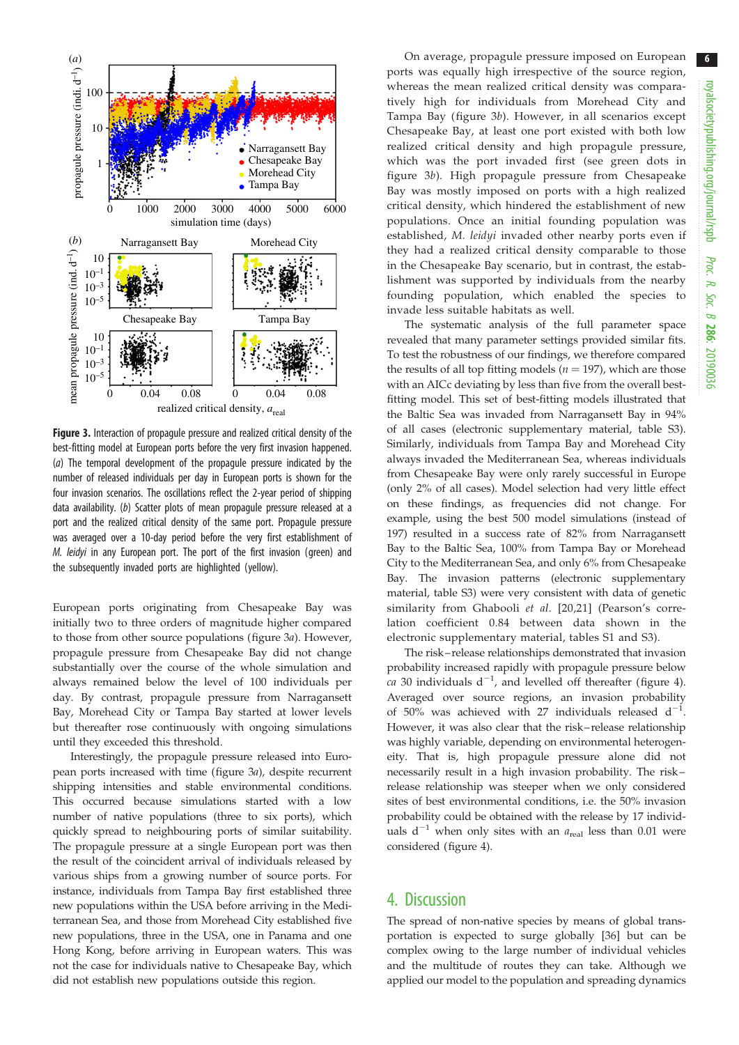**Figure 3.** Interaction of propagule pressure and realized critical density of the best-fitting model at European ports before the very first invasion happened. (*a*) The temporal development of the propagule pressure indicated by the number of released individuals per day in European ports is shown for the four invasion scenarios. The oscillations reflect the 2-year period of shipping data availability. (*b*) Scatter plots of mean propagule pressure released at a port and the realized critical density of the same port. Propagule pressure was averaged over a 10-day period before the very first establishment of *M. leidyi* in any European port. The port of the first invasion (green) and the subsequently invaded ports are highlighted (yellow).

European ports originating from Chesapeake Bay was initially two to three orders of magnitude higher compared to those from other source populations (figure 3*a*). However, propagule pressure from Chesapeake Bay did not change substantially over the course of the whole simulation and always remained below the level of 100 individuals per day. By contrast, propagule pressure from Narragansett Bay, Morehead City or Tampa Bay started at lower levels but thereafter rose continuously with ongoing simulations until they exceeded this threshold.

Interestingly, the propagule pressure released into European ports increased with time (figure 3*a*), despite recurrent shipping intensities and stable environmental conditions. This occurred because simulations started with a low number of native populations (three to six ports), which quickly spread to neighbouring ports of similar suitability. The propagule pressure at a single European port was then the result of the coincident arrival of individuals released by various ships from a growing number of source ports. For instance, individuals from Tampa Bay first established three new populations within the USA before arriving in the Mediterranean Sea, and those from Morehead City established five new populations, three in the USA, one in Panama and one Hong Kong, before arriving in European waters. This was not the case for individuals native to Chesapeake Bay, which did not establish new populations outside this region.

On average, propagule pressure imposed on European ports was equally high irrespective of the source region, whereas the mean realized critical density was comparatively high for individuals from Morehead City and Tampa Bay (figure 3*b*). However, in all scenarios except Chesapeake Bay, at least one port existed with both low realized critical density and high propagule pressure, which was the port invaded first (see green dots in figure 3*b*). High propagule pressure from Chesapeake Bay was mostly imposed on ports with a high realized critical density, which hindered the establishment of new populations. Once an initial founding population was established, *M. leidyi* invaded other nearby ports even if they had a realized critical density comparable to those in the Chesapeake Bay scenario, but in contrast, the establishment was supported by individuals from the nearby founding population, which enabled the species to invade less suitable habitats as well.

The systematic analysis of the full parameter space revealed that many parameter settings provided similar fits. To test the robustness of our findings, we therefore compared the results of all top fitting models ($n = 197$), which are those with an AICc deviating by less than five from the overall best-fitting model. This set of best-fitting models illustrated that the Baltic Sea was invaded from Narragansett Bay in 94% of all cases (electronic supplementary material, table S3). Similarly, individuals from Tampa Bay and Morehead City always invaded the Mediterranean Sea, whereas individuals from Chesapeake Bay were only rarely successful in Europe (only 2% of all cases). Model selection had very little effect on these findings, as frequencies did not change. For example, using the best 500 model simulations (instead of 197) resulted in a success rate of 82% from Narragansett Bay to the Baltic Sea, 100% from Tampa Bay or Morehead City to the Mediterranean Sea, and only 6% from Chesapeake Bay. The invasion patterns (electronic supplementary material, table S3) were very consistent with data of genetic similarity from Ghabooli *et al.* [20,21] (Pearson's correlation coefficient 0.84 between data shown in the electronic supplementary material, tables S1 and S3).

The risk–release relationships demonstrated that invasion probability increased rapidly with propagule pressure below *ca* 30 individuals $d^{-1}$, and levelled off thereafter (figure 4). Averaged over source regions, an invasion probability of 50% was achieved with 27 individuals released $d^{-1}$. However, it was also clear that the risk–release relationship was highly variable, depending on environmental heterogeneity. That is, high propagule pressure alone did not necessarily result in a high invasion probability. The risk–release relationship was steeper when we only considered sites of best environmental conditions, i.e. the 50% invasion probability could be obtained with the release by 17 individuals $d^{-1}$ when only sites with an $a_{real}$ less than 0.01 were considered (figure 4).

## 4. Discussion

The spread of non-native species by means of global transportation is expected to surge globally [36] but can be complex owing to the large number of individual vehicles and the multitude of routes they can take. Although we applied our model to the population and spreading dynamics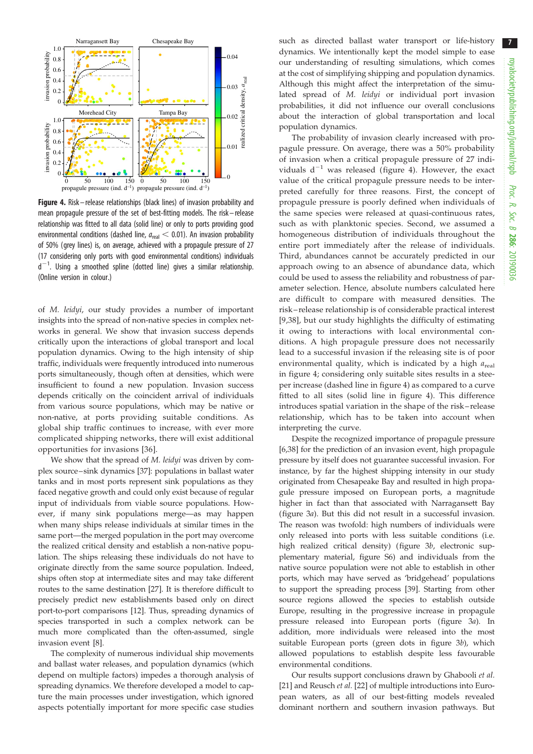**Figure 4.** Risk–release relationships (black lines) of invasion probability and mean propagule pressure of the set of best-fitting models. The risk–release relationship was fitted to all data (solid line) or only to ports providing good environmental conditions (dashed line, $a_{real} < 0.01$). An invasion probability of 50% (grey lines) is, on average, achieved with a propagule pressure of 27 (17 considering only ports with good environmental conditions) individuals $d^{-1}$. Using a smoothed spline (dotted line) gives a similar relationship. (Online version in colour.)

of *M. leidyi*, our study provides a number of important insights into the spread of non-native species in complex networks in general. We show that invasion success depends critically upon the interactions of global transport and local population dynamics. Owing to the high intensity of ship traffic, individuals were frequently introduced into numerous ports simultaneously, though often at densities, which were insufficient to found a new population. Invasion success depends critically on the coincident arrival of individuals from various source populations, which may be native or non-native, at ports providing suitable conditions. As global ship traffic continues to increase, with ever more complicated shipping networks, there will exist additional opportunities for invasions [36].

We show that the spread of *M. leidyi* was driven by complex source–sink dynamics [37]: populations in ballast water tanks and in most ports represent sink populations as they faced negative growth and could only exist because of regular input of individuals from viable source populations. However, if many sink populations merge—as may happen when many ships release individuals at similar times in the same port—the merged population in the port may overcome the realized critical density and establish a non-native population. The ships releasing these individuals do not have to originate directly from the same source population. Indeed, ships often stop at intermediate sites and may take different routes to the same destination [27]. It is therefore difficult to precisely predict new establishments based only on direct port-to-port comparisons [12]. Thus, spreading dynamics of species transported in such a complex network can be much more complicated than the often-assumed, single invasion event [8].

The complexity of numerous individual ship movements and ballast water releases, and population dynamics (which depend on multiple factors) impedes a thorough analysis of spreading dynamics. We therefore developed a model to capture the main processes under investigation, which ignored aspects potentially important for more specific case studies such as directed ballast water transport or life-history dynamics. We intentionally kept the model simple to ease our understanding of resulting simulations, which comes at the cost of simplifying shipping and population dynamics. Although this might affect the interpretation of the simulated spread of *M. leidyi* or individual port invasion probabilities, it did not influence our overall conclusions about the interaction of global transportation and local population dynamics.

The probability of invasion clearly increased with propagule pressure. On average, there was a 50% probability of invasion when a critical propagule pressure of 27 individuals $d^{-1}$ was released (figure 4). However, the exact value of the critical propagule pressure needs to be interpreted carefully for three reasons. First, the concept of propagule pressure is poorly defined when individuals of the same species were released at quasi-continuous rates, such as with planktonic species. Second, we assumed a homogeneous distribution of individuals throughout the entire port immediately after the release of individuals. Third, abundances cannot be accurately predicted in our approach owing to an absence of abundance data, which could be used to assess the reliability and robustness of parameter selection. Hence, absolute numbers calculated here are difficult to compare with measured densities. The risk–release relationship is of considerable practical interest [9,38], but our study highlights the difficulty of estimating it owing to interactions with local environmental conditions. A high propagule pressure does not necessarily lead to a successful invasion if the releasing site is of poor environmental quality, which is indicated by a high $a_{real}$ in figure 4; considering only suitable sites results in a steeper increase (dashed line in figure 4) as compared to a curve fitted to all sites (solid line in figure 4). This difference introduces spatial variation in the shape of the risk–release relationship, which has to be taken into account when interpreting the curve.

Despite the recognized importance of propagule pressure [6,38] for the prediction of an invasion event, high propagule pressure by itself does not guarantee successful invasion. For instance, by far the highest shipping intensity in our study originated from Chesapeake Bay and resulted in high propagule pressure imposed on European ports, a magnitude higher in fact than that associated with Narragansett Bay (figure 3*a*). But this did not result in a successful invasion. The reason was twofold: high numbers of individuals were only released into ports with less suitable conditions (i.e. high realized critical density) (figure 3*b*, electronic supplementary material, figure S6) and individuals from the native source population were not able to establish in other ports, which may have served as 'bridgehead' populations to support the spreading process [39]. Starting from other source regions allowed the species to establish outside Europe, resulting in the progressive increase in propagule pressure released into European ports (figure 3*a*). In addition, more individuals were released into the most suitable European ports (green dots in figure 3*b*), which allowed populations to establish despite less favourable environmental conditions.

Our results support conclusions drawn by Ghabooli *et al.* [21] and Reusch *et al.* [22] of multiple introductions into European waters, as all of our best-fitting models revealed dominant northern and southern invasion pathways. But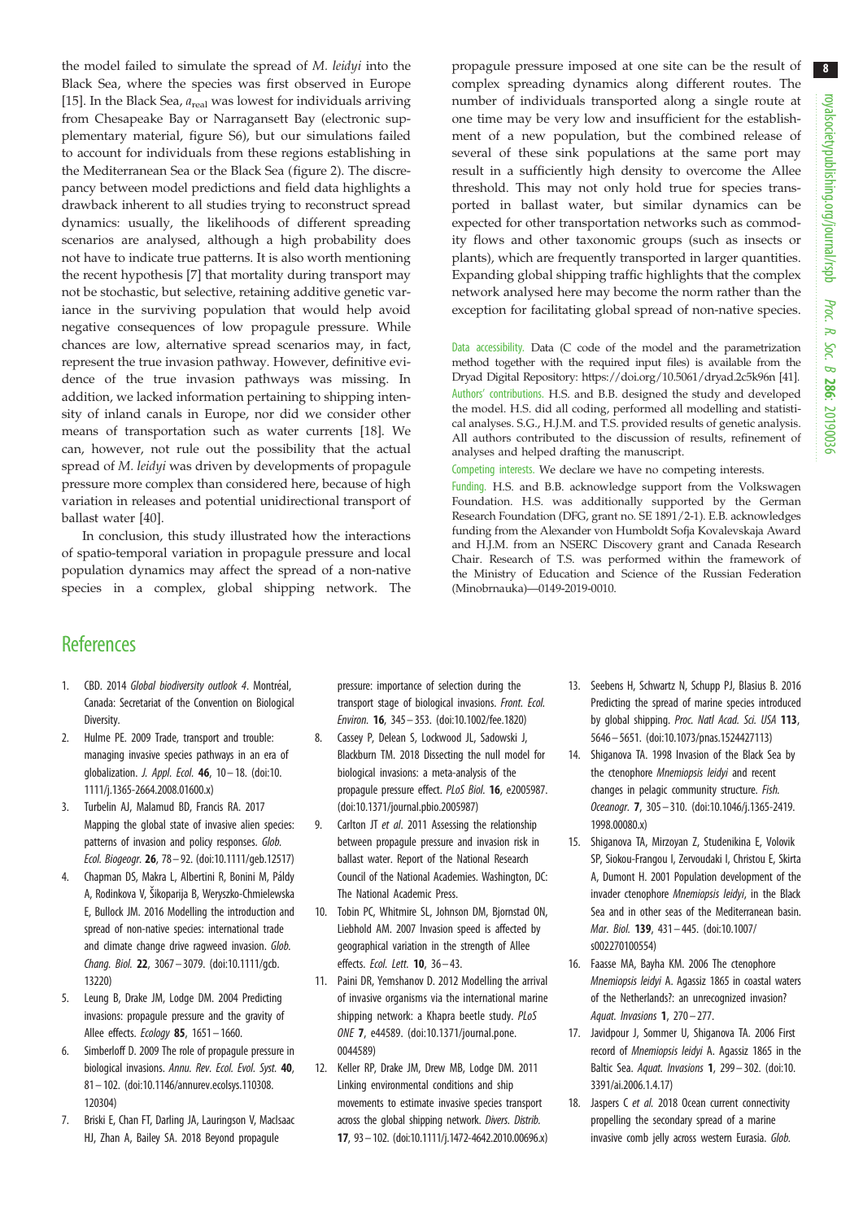the model failed to simulate the spread of *M. leidyi* into the Black Sea, where the species was first observed in Europe [15]. In the Black Sea, $a_{real}$ was lowest for individuals arriving from Chesapeake Bay or Narragansett Bay (electronic supplementary material, figure S6), but our simulations failed to account for individuals from these regions establishing in the Mediterranean Sea or the Black Sea (figure 2). The discrepancy between model predictions and field data highlights a drawback inherent to all studies trying to reconstruct spread dynamics: usually, the likelihoods of different spreading scenarios are analysed, although a high probability does not have to indicate true patterns. It is also worth mentioning the recent hypothesis [7] that mortality during transport may not be stochastic, but selective, retaining additive genetic variance in the surviving population that would help avoid negative consequences of low propagule pressure. While chances are low, alternative spread scenarios may, in fact, represent the true invasion pathway. However, definitive evidence of the true invasion pathways was missing. In addition, we lacked information pertaining to shipping intensity of inland canals in Europe, nor did we consider other means of transportation such as water currents [18]. We can, however, not rule out the possibility that the actual spread of *M. leidyi* was driven by developments of propagule pressure more complex than considered here, because of high variation in releases and potential unidirectional transport of ballast water [40].

In conclusion, this study illustrated how the interactions of spatio-temporal variation in propagule pressure and local population dynamics may affect the spread of a non-native species in a complex, global shipping network. The propagule pressure imposed at one site can be the result of complex spreading dynamics along different routes. The number of individuals transported along a single route at one time may be very low and insufficient for the establishment of a new population, but the combined release of several of these sink populations at the same port may result in a sufficiently high density to overcome the Allee threshold. This may not only hold true for species transported in ballast water, but similar dynamics can be expected for other transportation networks such as commodity flows and other taxonomic groups (such as insects or plants), which are frequently transported in larger quantities. Expanding global shipping traffic highlights that the complex network analysed here may become the norm rather than the exception for facilitating global spread of non-native species.

Data accessibility. Data (C code of the model and the parametrization method together with the required input files) is available from the Dryad Digital Repository: https://doi.org/10.5061/dryad.2c5k96n [41].

Authors' contributions. H.S. and B.B. designed the study and developed the model. H.S. did all coding, performed all modelling and statistical analyses. S.G., H.J.M. and T.S. provided results of genetic analysis. All authors contributed to the discussion of results, refinement of analyses and helped drafting the manuscript.

Competing interests. We declare we have no competing interests.

Funding. H.S. and B.B. acknowledge support from the Volkswagen Foundation. H.S. was additionally supported by the German Research Foundation (DFG, grant no. SE 1891/2-1). E.B. acknowledges funding from the Alexander von Humboldt Sofja Kovalevskaja Award and H.J.M. from an NSERC Discovery grant and Canada Research Chair. Research of T.S. was performed within the framework of the Ministry of Education and Science of the Russian Federation (Minobrnauka)—0149-2019-0010.

# References

1. CBD. 2014 *Global biodiversity outlook 4*. Montréal, Canada: Secretariat of the Convention on Biological Diversity.
2. Hulme PE. 2009 Trade, transport and trouble: managing invasive species pathways in an era of globalization. *J. Appl. Ecol.* **46**, 10–18. (doi:10.1111/j.1365-2664.2008.01600.x)
3. Turbelin AJ, Malamud BD, Francis RA. 2017 Mapping the global state of invasive alien species: patterns of invasion and policy responses. *Glob. Ecol. Biogeogr.* **26**, 78–92. (doi:10.1111/geb.12517)
4. Chapman DS, Makra L, Albertini R, Bonini M, Páldy A, Rodinkova V, Šikoparija B, Weryszko-Chmielewska E, Bullock JM. 2016 Modelling the introduction and spread of non-native species: international trade and climate change drive ragweed invasion. *Glob. Chang. Biol.* **22**, 3067–3079. (doi:10.1111/gcb.13220)
5. Leung B, Drake JM, Lodge DM. 2004 Predicting invasions: propagule pressure and the gravity of Allee effects. *Ecology* **85**, 1651–1660.
6. Simberloff D. 2009 The role of propagule pressure in biological invasions. *Annu. Rev. Ecol. Evol. Syst.* **40**, 81–102. (doi:10.1146/annurev.ecolsys.110308.120304)
7. Briski E, Chan FT, Darling JA, Lauringson V, MacIsaac HJ, Zhan A, Bailey SA. 2018 Beyond propagule pressure: importance of selection during the transport stage of biological invasions. *Front. Ecol. Environ.* **16**, 345–353. (doi:10.1002/fee.1820)
8. Cassey P, Delean S, Lockwood JL, Sadowski J, Blackburn TM. 2018 Dissecting the null model for biological invasions: a meta-analysis of the propagule pressure effect. *PLoS Biol.* **16**, e2005987. (doi:10.1371/journal.pbio.2005987)
9. Carlton JT *et al*. 2011 Assessing the relationship between propagule pressure and invasion risk in ballast water. Report of the National Research Council of the National Academies. Washington, DC: The National Academic Press.
10. Tobin PC, Whitmire SL, Johnson DM, Bjornstad ON, Liebhold AM. 2007 Invasion speed is affected by geographical variation in the strength of Allee effects. *Ecol. Lett.* **10**, 36–43.
11. Paini DR, Yemshanov D. 2012 Modelling the arrival of invasive organisms via the international marine shipping network: a Khapra beetle study. *PLoS ONE* **7**, e44589. (doi:10.1371/journal.pone.0044589)
12. Keller RP, Drake JM, Drew MB, Lodge DM. 2011 Linking environmental conditions and ship movements to estimate invasive species transport across the global shipping network. *Divers. Distrib.* **17**, 93–102. (doi:10.1111/j.1472-4642.2010.00696.x)
13. Seebens H, Schwartz N, Schupp PJ, Blasius B. 2016 Predicting the spread of marine species introduced by global shipping. *Proc. Natl Acad. Sci. USA* **113**, 5646–5651. (doi:10.1073/pnas.1524427113)
14. Shiganova TA. 1998 Invasion of the Black Sea by the ctenophore *Mnemiopsis leidyi* and recent changes in pelagic community structure. *Fish. Oceanogr.* **7**, 305–310. (doi:10.1046/j.1365-2419.1998.00080.x)
15. Shiganova TA, Mirzoyan Z, Studenikina E, Volovik SP, Siokou-Frangou I, Zervoudaki I, Christou E, Skirta A, Dumont H. 2001 Population development of the invader ctenophore *Mnemiopsis leidyi*, in the Black Sea and in other seas of the Mediterranean basin. *Mar. Biol.* **139**, 431–445. (doi:10.1007/s002270100554)
16. Faasse MA, Bayha KM. 2006 The ctenophore *Mnemiopsis leidyi* A. Agassiz 1865 in coastal waters of the Netherlands?: an unrecognized invasion? *Aquat. Invasions* **1**, 270–277.
17. Javidpour J, Sommer U, Shiganova TA. 2006 First record of *Mnemiopsis leidyi* A. Agassiz 1865 in the Baltic Sea. *Aquat. Invasions* **1**, 299–302. (doi:10.3391/ai.2006.1.4.17)
18. Jaspers C *et al*. 2018 Ocean current connectivity propelling the secondary spread of a marine invasive comb jelly across western Eurasia. *Glob.*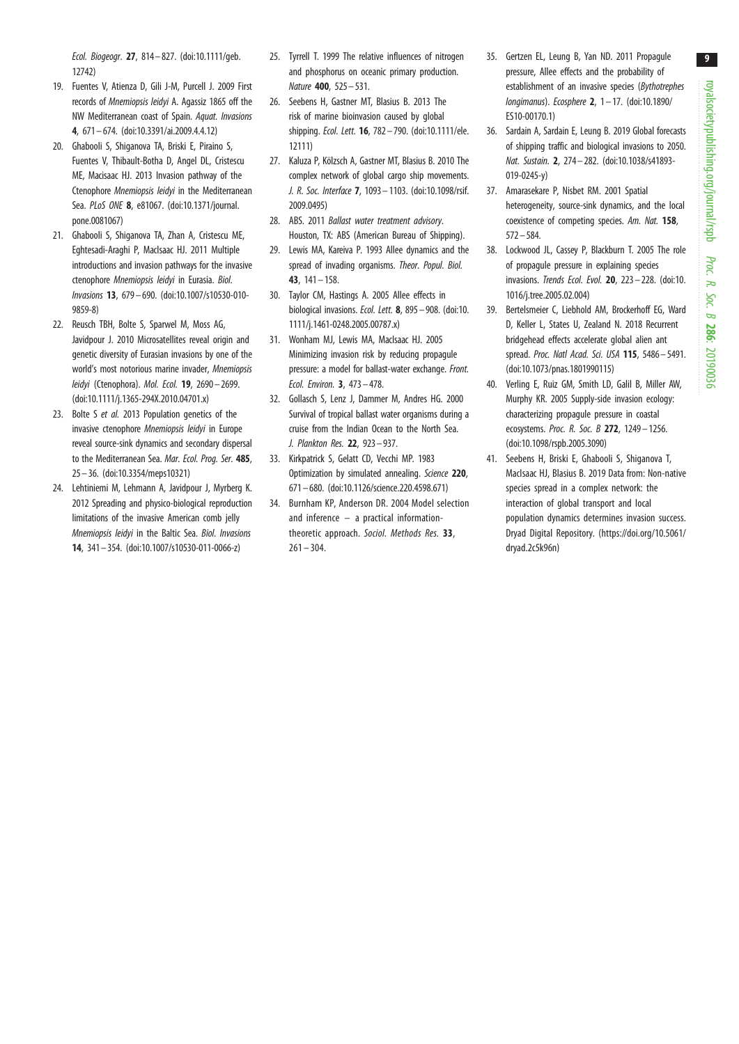*Ecol. Biogeogr.* **27**, 814–827. (doi:10.1111/geb.12742)

19. Fuentes V, Atienza D, Gili J-M, Purcell J. 2009 First records of *Mnemiopsis leidyi* A. Agassiz 1865 off the NW Mediterranean coast of Spain. *Aquat. Invasions* **4**, 671–674. (doi:10.3391/ai.2009.4.4.12)
20. Ghabooli S, Shiganova TA, Briski E, Piraino S, Fuentes V, Thibault-Botha D, Angel DL, Cristescu ME, Macisaac HJ. 2013 Invasion pathway of the Ctenophore *Mnemiopsis leidyi* in the Mediterranean Sea. *PLoS ONE* **8**, e81067. (doi:10.1371/journal.pone.0081067)
21. Ghabooli S, Shiganova TA, Zhan A, Cristescu ME, Eghtesadi-Araghi P, MacIsaac HJ. 2011 Multiple introductions and invasion pathways for the invasive ctenophore *Mnemiopsis leidyi* in Eurasia. *Biol. Invasions* **13**, 679–690. (doi:10.1007/s10530-010-9859-8)
22. Reusch TBH, Bolte S, Sparwel M, Moss AG, Javidpour J. 2010 Microsatellites reveal origin and genetic diversity of Eurasian invasions by one of the world's most notorious marine invader, *Mnemiopsis leidyi* (Ctenophora). *Mol. Ecol.* **19**, 2690–2699. (doi:10.1111/j.1365-294X.2010.04701.x)
23. Bolte S *et al.* 2013 Population genetics of the invasive ctenophore *Mnemiopsis leidyi* in Europe reveal source-sink dynamics and secondary dispersal to the Mediterranean Sea. *Mar. Ecol. Prog. Ser.* **485**, 25–36. (doi:10.3354/meps10321)
24. Lehtiniemi M, Lehmann A, Javidpour J, Myrberg K. 2012 Spreading and physico-biological reproduction limitations of the invasive American comb jelly *Mnemiopsis leidyi* in the Baltic Sea. *Biol. Invasions* **14**, 341–354. (doi:10.1007/s10530-011-0066-z)
25. Tyrrell T. 1999 The relative influences of nitrogen and phosphorus on oceanic primary production. *Nature* **400**, 525–531.
26. Seebens H, Gastner MT, Blasius B. 2013 The risk of marine bioinvasion caused by global shipping. *Ecol. Lett.* **16**, 782–790. (doi:10.1111/ele.12111)
27. Kaluza P, Kölzsch A, Gastner MT, Blasius B. 2010 The complex network of global cargo ship movements. *J. R. Soc. Interface* **7**, 1093–1103. (doi:10.1098/rsif.2009.0495)
28. ABS. 2011 *Ballast water treatment advisory*. Houston, TX: ABS (American Bureau of Shipping).
29. Lewis MA, Kareiva P. 1993 Allee dynamics and the spread of invading organisms. *Theor. Popul. Biol.* **43**, 141–158.
30. Taylor CM, Hastings A. 2005 Allee effects in biological invasions. *Ecol. Lett.* **8**, 895–908. (doi:10.1111/j.1461-0248.2005.00787.x)
31. Wonham MJ, Lewis MA, MacIsaac HJ. 2005 Minimizing invasion risk by reducing propagule pressure: a model for ballast-water exchange. *Front. Ecol. Environ.* **3**, 473–478.
32. Gollasch S, Lenz J, Dammer M, Andres HG. 2000 Survival of tropical ballast water organisms during a cruise from the Indian Ocean to the North Sea. *J. Plankton Res.* **22**, 923–937.
33. Kirkpatrick S, Gelatt CD, Vecchi MP. 1983 Optimization by simulated annealing. *Science* **220**, 671–680. (doi:10.1126/science.220.4598.671)
34. Burnham KP, Anderson DR. 2004 Model selection and inference – a practical information-theoretic approach. *Sociol. Methods Res.* **33**, 261–304.
35. Gertzen EL, Leung B, Yan ND. 2011 Propagule pressure, Allee effects and the probability of establishment of an invasive species (*Bythotrephes longimanus*). *Ecosphere* **2**, 1–17. (doi:10.1890/ES10-00170.1)
36. Sardain A, Sardain E, Leung B. 2019 Global forecasts of shipping traffic and biological invasions to 2050. *Nat. Sustain.* **2**, 274–282. (doi:10.1038/s41893-019-0245-y)
37. Amarasekare P, Nisbet RM. 2001 Spatial heterogeneity, source-sink dynamics, and the local coexistence of competing species. *Am. Nat.* **158**, 572–584.
38. Lockwood JL, Cassey P, Blackburn T. 2005 The role of propagule pressure in explaining species invasions. *Trends Ecol. Evol.* **20**, 223–228. (doi:10.1016/j.tree.2005.02.004)
39. Bertelsmeier C, Liebhold AM, Brockerhoff EG, Ward D, Keller L, States U, Zealand N. 2018 Recurrent bridgehead effects accelerate global alien ant spread. *Proc. Natl Acad. Sci. USA* **115**, 5486–5491. (doi:10.1073/pnas.1801990115)
40. Verling E, Ruiz GM, Smith LD, Galil B, Miller AW, Murphy KR. 2005 Supply-side invasion ecology: characterizing propagule pressure in coastal ecosystems. *Proc. R. Soc. B* **272**, 1249–1256. (doi:10.1098/rspb.2005.3090)
41. Seebens H, Briski E, Ghabooli S, Shiganova T, MacIsaac HJ, Blasius B. 2019 Data from: Non-native species spread in a complex network: the interaction of global transport and local population dynamics determines invasion success. Dryad Digital Repository. (https://doi.org/10.5061/dryad.2c5k96n)